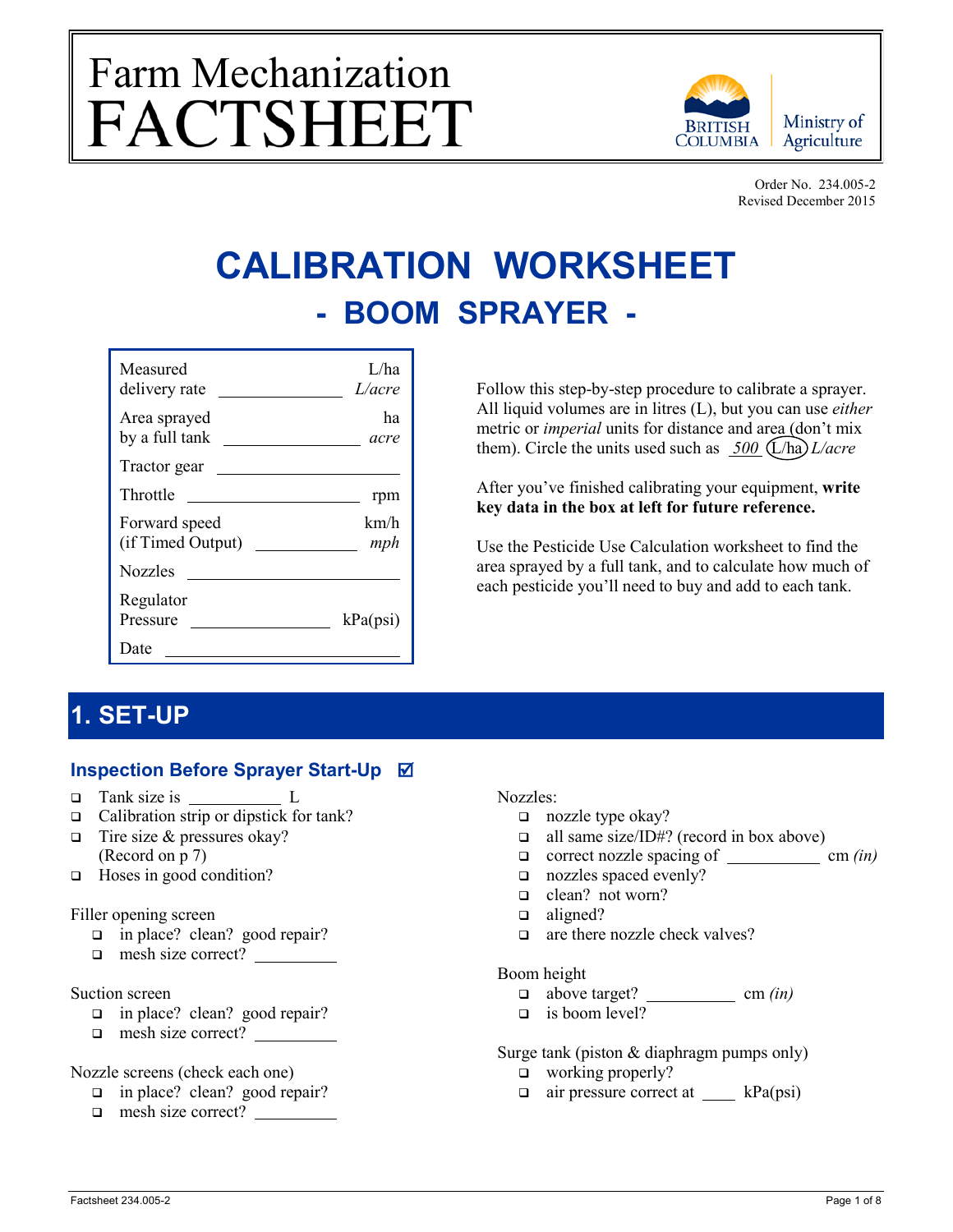# Farm Mechanization FACTSHEET

British Columbia Ministry of Agriculture

Order No. 234.005-2
Revised December 2015

# CALIBRATION WORKSHEET

## - BOOM SPRAYER -

| | | |
|---|---|---|
| Measured delivery rate | ________ | L/ha *L/acre* |
| Area sprayed by a full tank | ________ | ha *acre* |
| Tractor gear | ________ | |
| Throttle | ________ | rpm |
| Forward speed (if Timed Output) | ________ | km/h *mph* |
| Nozzles | ________ | |
| Regulator Pressure | ________ | kPa(psi) |
| Date | ________ | |

Follow this step-by-step procedure to calibrate a sprayer. All liquid volumes are in litres (L), but you can use *either* metric or *imperial* units for distance and area (don't mix them). Circle the units used such as _500_ (L/ha) *L/acre*

After you've finished calibrating your equipment, **write key data in the box at left for future reference.**

Use the Pesticide Use Calculation worksheet to find the area sprayed by a full tank, and to calculate how much of each pesticide you'll need to buy and add to each tank.

# 1. SET-UP

### Inspection Before Sprayer Start-Up ☑

- ☐ Tank size is __________ L
- ☐ Calibration strip or dipstick for tank?
- ☐ Tire size & pressures okay? (Record on p 7)
- ☐ Hoses in good condition?

Filler opening screen
- ☐ in place? clean? good repair?
- ☐ mesh size correct? ________

Suction screen
- ☐ in place? clean? good repair?
- ☐ mesh size correct? ________

Nozzle screens (check each one)
- ☐ in place? clean? good repair?
- ☐ mesh size correct? ________

Nozzles:
- ☐ nozzle type okay?
- ☐ all same size/ID#? (record in box above)
- ☐ correct nozzle spacing of __________ cm *(in)*
- ☐ nozzles spaced evenly?
- ☐ clean? not worn?
- ☐ aligned?
- ☐ are there nozzle check valves?

Boom height
- ☐ above target? __________ cm *(in)*
- ☐ is boom level?

Surge tank (piston & diaphragm pumps only)
- ☐ working properly?
- ☐ air pressure correct at ____ kPa(psi)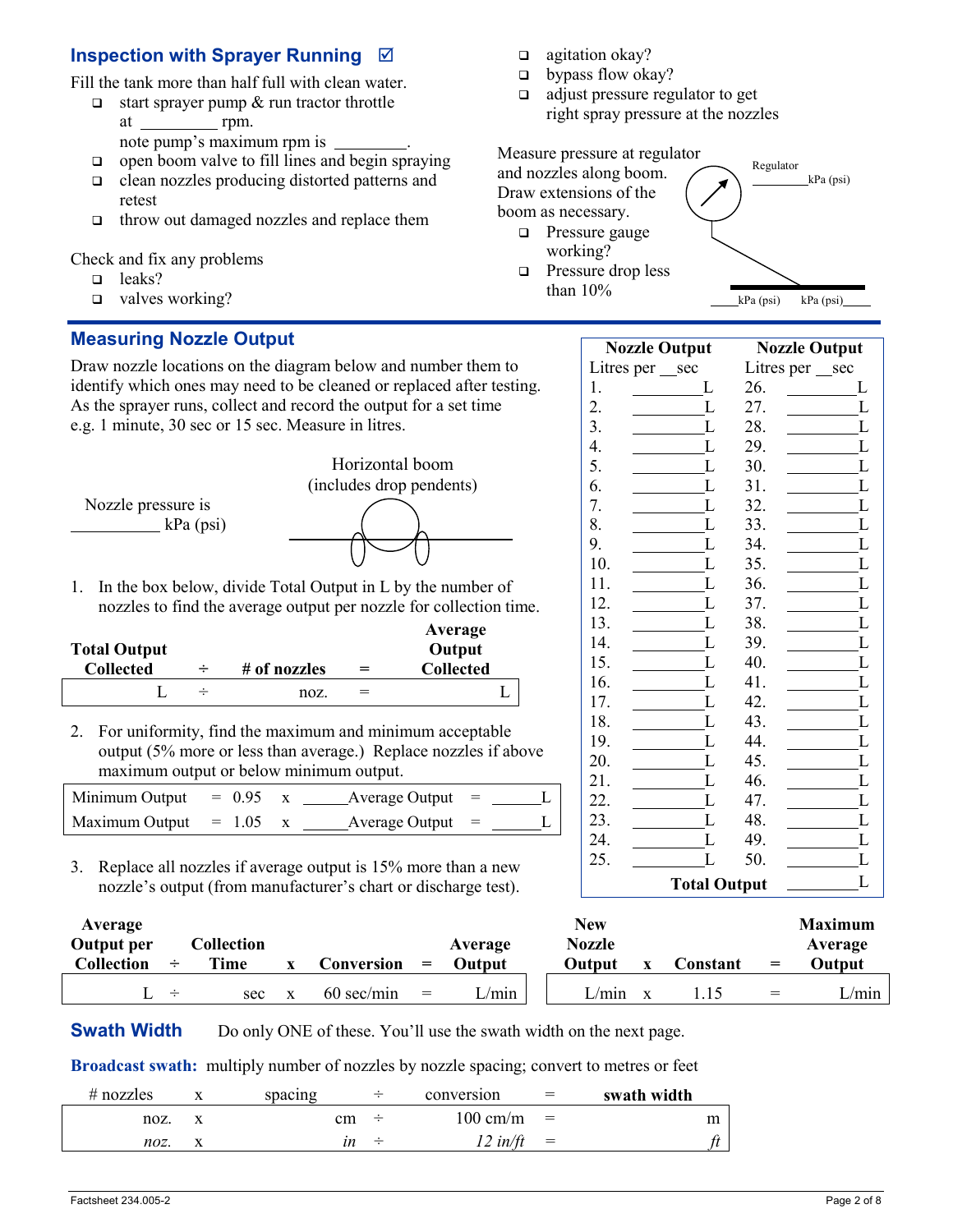## Inspection with Sprayer Running ☑

Fill the tank more than half full with clean water.

- ❑ start sprayer pump & run tractor throttle at _________ rpm.
  note pump's maximum rpm is _________.
- ❑ open boom valve to fill lines and begin spraying
- ❑ clean nozzles producing distorted patterns and retest
- ❑ throw out damaged nozzles and replace them

Check and fix any problems

- ❑ leaks?
- ❑ valves working?
- ❑ agitation okay?
- ❑ bypass flow okay?
- ❑ adjust pressure regulator to get right spray pressure at the nozzles

Measure pressure at regulator and nozzles along boom. Draw extensions of the boom as necessary.

- ❑ Pressure gauge working?
- ❑ Pressure drop less than 10%

Regulator _________kPa (psi)

____kPa (psi)    kPa (psi)____

## Measuring Nozzle Output

Draw nozzle locations on the diagram below and number them to identify which ones may need to be cleaned or replaced after testing. As the sprayer runs, collect and record the output for a set time e.g. 1 minute, 30 sec or 15 sec. Measure in litres.

Horizontal boom (includes drop pendents)

Nozzle pressure is _________ kPa (psi)

1. In the box below, divide Total Output in L by the number of nozzles to find the average output per nozzle for collection time.

| Total Output Collected | ÷ | # of nozzles | = | Average Output Collected |
|---|---|---|---|---|
| L | ÷ | noz. | = | L |

2. For uniformity, find the maximum and minimum acceptable output (5% more or less than average.) Replace nozzles if above maximum output or below minimum output.

| | | | | | | |
|---|---|---|---|---|---|---|
| Minimum Output | = | 0.95 | x | _____Average Output | = | ______L |
| Maximum Output | = | 1.05 | x | _____Average Output | = | ______L |

3. Replace all nozzles if average output is 15% more than a new nozzle's output (from manufacturer's chart or discharge test).

| Nozzle Output Litres per __sec | | Nozzle Output Litres per __sec | |
|---|---|---|---|
| 1. | ________L | 26. | ________L |
| 2. | ________L | 27. | ________L |
| 3. | ________L | 28. | ________L |
| 4. | ________L | 29. | ________L |
| 5. | ________L | 30. | ________L |
| 6. | ________L | 31. | ________L |
| 7. | ________L | 32. | ________L |
| 8. | ________L | 33. | ________L |
| 9. | ________L | 34. | ________L |
| 10. | ________L | 35. | ________L |
| 11. | ________L | 36. | ________L |
| 12. | ________L | 37. | ________L |
| 13. | ________L | 38. | ________L |
| 14. | ________L | 39. | ________L |
| 15. | ________L | 40. | ________L |
| 16. | ________L | 41. | ________L |
| 17. | ________L | 42. | ________L |
| 18. | ________L | 43. | ________L |
| 19. | ________L | 44. | ________L |
| 20. | ________L | 45. | ________L |
| 21. | ________L | 46. | ________L |
| 22. | ________L | 47. | ________L |
| 23. | ________L | 48. | ________L |
| 24. | ________L | 49. | ________L |
| 25. | ________L | 50. | ________L |
| | | **Total Output** | ________L |

| Average Output per Collection | ÷ | Collection Time | x | Conversion | = | Average Output |
|---|---|---|---|---|---|---|
| L | ÷ | sec | x | 60 sec/min | = | L/min |

| New Nozzle Output | x | Constant | = | Maximum Average Output |
|---|---|---|---|---|
| L/min | x | 1.15 | = | L/min |

## Swath Width

Do only ONE of these. You'll use the swath width on the next page.

**Broadcast swath:** multiply number of nozzles by nozzle spacing; convert to metres or feet

| # nozzles | x | spacing | ÷ | conversion | = | **swath width** |
|---|---|---|---|---|---|---|
| noz. | x | cm | ÷ | 100 cm/m | = | m |
| *noz.* | x | *in* | ÷ | *12 in/ft* | = | *ft* |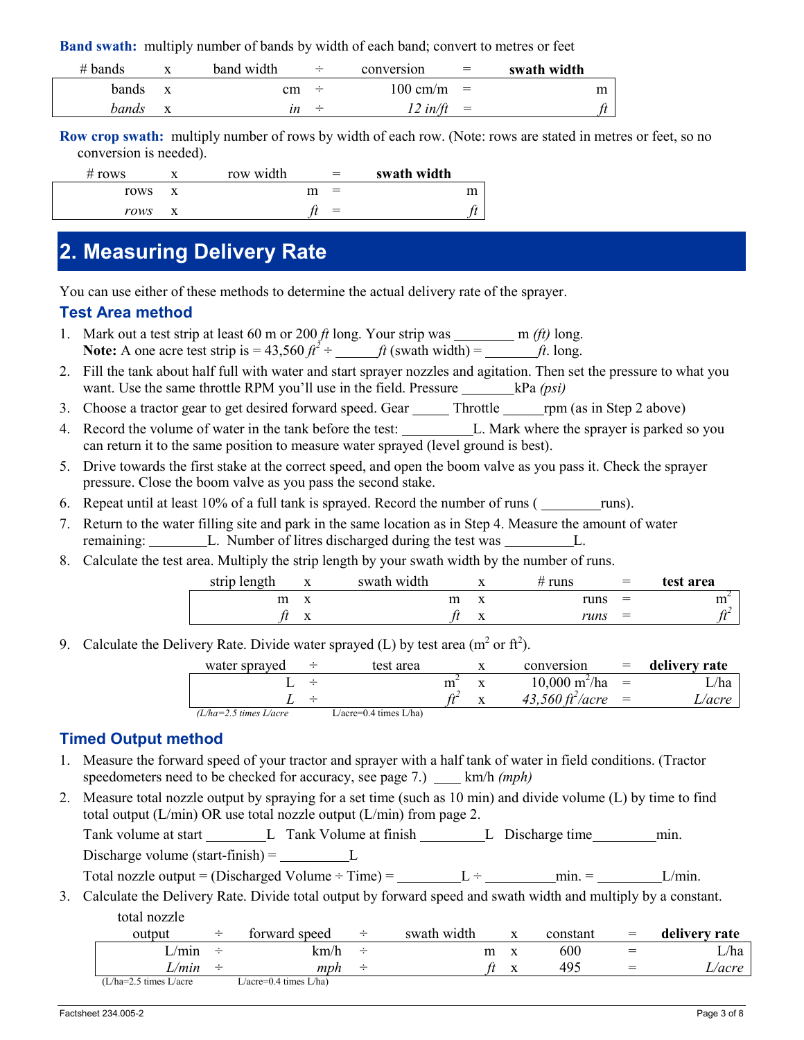**Band swath:** multiply number of bands by width of each band; convert to metres or feet

| # bands | x | band width | ÷ | conversion | = | **swath width** |
|---|---|---|---|---|---|---|
| bands | x | cm | ÷ | 100 cm/m | = | m |
| *bands* | x | *in* | ÷ | *12 in/ft* | = | *ft* |

**Row crop swath:** multiply number of rows by width of each row. (Note: rows are stated in metres or feet, so no conversion is needed).

| # rows | x | row width | = | **swath width** |
|---|---|---|---|---|
| rows | x | m | = | m |
| *rows* | x | *ft* | = | *ft* |

## 2. Measuring Delivery Rate

You can use either of these methods to determine the actual delivery rate of the sprayer.

### Test Area method

1. Mark out a test strip at least 60 m or 200 *ft* long. Your strip was ________ m *(ft)* long.
   **Note:** A one acre test strip is = 43,560 $ft^2$ ÷ ______*ft* (swath width) = _______*ft*. long.
2. Fill the tank about half full with water and start sprayer nozzles and agitation. Then set the pressure to what you want. Use the same throttle RPM you'll use in the field. Pressure _______kPa *(psi)*
3. Choose a tractor gear to get desired forward speed. Gear _____ Throttle _____rpm (as in Step 2 above)
4. Record the volume of water in the tank before the test: __________L. Mark where the sprayer is parked so you can return it to the same position to measure water sprayed (level ground is best).
5. Drive towards the first stake at the correct speed, and open the boom valve as you pass it. Check the sprayer pressure. Close the boom valve as you pass the second stake.
6. Repeat until at least 10% of a full tank is sprayed. Record the number of runs ( ________runs).
7. Return to the water filling site and park in the same location as in Step 4. Measure the amount of water remaining: ________L. Number of litres discharged during the test was _________L.
8. Calculate the test area. Multiply the strip length by your swath width by the number of runs.

| strip length | x | swath width | x | # runs | = | **test area** |
|---|---|---|---|---|---|---|
| m | x | m | x | runs | = | $m^2$ |
| *ft* | x | *ft* | x | *runs* | = | $ft^2$ |

9. Calculate the Delivery Rate. Divide water sprayed (L) by test area ($m^2$ or $ft^2$).

| water sprayed | ÷ | test area | x | conversion | = | **delivery rate** |
|---|---|---|---|---|---|---|
| L | ÷ | $m^2$ | x | 10,000 $m^2$/ha | = | L/ha |
| *L* | ÷ | $ft^2$ | x | *43,560 $ft^2$/acre* | = | *L/acre* |

*(L/ha=2.5 times L/acre* L/acre=0.4 times L/ha)

### Timed Output method

1. Measure the forward speed of your tractor and sprayer with a half tank of water in field conditions. (Tractor speedometers need to be checked for accuracy, see page 7.) ____ km/h *(mph)*
2. Measure total nozzle output by spraying for a set time (such as 10 min) and divide volume (L) by time to find total output (L/min) OR use total nozzle output (L/min) from page 2.
   Tank volume at start ________L Tank Volume at finish _________L Discharge time_________min.
   Discharge volume (start-finish) = __________L
   Total nozzle output = (Discharged Volume ÷ Time) = _________L ÷ __________min. = _________L/min.
3. Calculate the Delivery Rate. Divide total output by forward speed and swath width and multiply by a constant.

| total nozzle output | ÷ | forward speed | ÷ | swath width | x | constant | = | **delivery rate** |
|---|---|---|---|---|---|---|---|---|
| L/min | ÷ | km/h | ÷ | m | x | 600 | = | L/ha |
| *L/min* | ÷ | *mph* | ÷ | *ft* | x | 495 | = | *L/acre* |

(L/ha=2.5 times L/acre L/acre=0.4 times L/ha)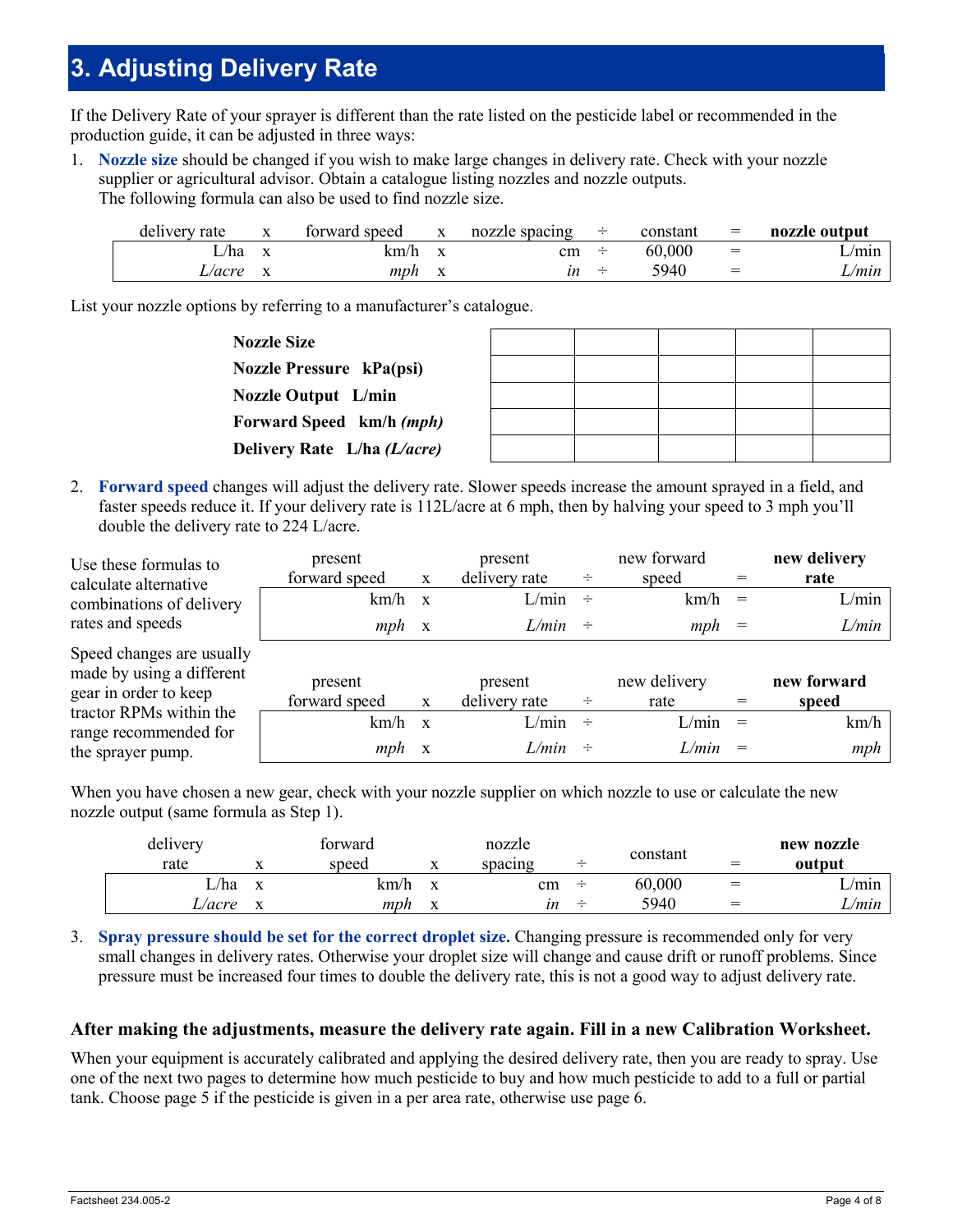# 3. Adjusting Delivery Rate

If the Delivery Rate of your sprayer is different than the rate listed on the pesticide label or recommended in the production guide, it can be adjusted in three ways:

1. **Nozzle size** should be changed if you wish to make large changes in delivery rate. Check with your nozzle supplier or agricultural advisor. Obtain a catalogue listing nozzles and nozzle outputs.
   The following formula can also be used to find nozzle size.

| delivery rate | x | forward speed | x | nozzle spacing | ÷ | constant | = | **nozzle output** |
|---|---|---|---|---|---|---|---|---|
| L/ha | x | km/h | x | cm | ÷ | 60,000 | = | L/min |
| *L/acre* | x | *mph* | x | *in* | ÷ | 5940 | = | *L/min* |

List your nozzle options by referring to a manufacturer's catalogue.

| | | | | | |
|---|---|---|---|---|---|
| **Nozzle Size** | | | | | |
| **Nozzle Pressure kPa(psi)** | | | | | |
| **Nozzle Output L/min** | | | | | |
| **Forward Speed km/h *(mph)*** | | | | | |
| **Delivery Rate L/ha *(L/acre)*** | | | | | |

2. **Forward speed** changes will adjust the delivery rate. Slower speeds increase the amount sprayed in a field, and faster speeds reduce it. If your delivery rate is 112L/acre at 6 mph, then by halving your speed to 3 mph you'll double the delivery rate to 224 L/acre.

Use these formulas to calculate alternative combinations of delivery rates and speeds

| present forward speed | x | present delivery rate | ÷ | new forward speed | = | **new delivery rate** |
|---|---|---|---|---|---|---|
| km/h | x | L/min | ÷ | km/h | = | L/min |
| *mph* | x | *L/min* | ÷ | *mph* | = | *L/min* |

Speed changes are usually made by using a different gear in order to keep tractor RPMs within the range recommended for the sprayer pump.

| present forward speed | x | present delivery rate | ÷ | new delivery rate | = | **new forward speed** |
|---|---|---|---|---|---|---|
| km/h | x | L/min | ÷ | L/min | = | km/h |
| *mph* | x | *L/min* | ÷ | *L/min* | = | *mph* |

When you have chosen a new gear, check with your nozzle supplier on which nozzle to use or calculate the new nozzle output (same formula as Step 1).

| delivery rate | x | forward speed | x | nozzle spacing | ÷ | constant | = | **new nozzle output** |
|---|---|---|---|---|---|---|---|---|
| L/ha | x | km/h | x | cm | ÷ | 60,000 | = | L/min |
| *L/acre* | x | *mph* | x | *in* | ÷ | 5940 | = | *L/min* |

3. **Spray pressure should be set for the correct droplet size.** Changing pressure is recommended only for very small changes in delivery rates. Otherwise your droplet size will change and cause drift or runoff problems. Since pressure must be increased four times to double the delivery rate, this is not a good way to adjust delivery rate.

**After making the adjustments, measure the delivery rate again. Fill in a new Calibration Worksheet.**

When your equipment is accurately calibrated and applying the desired delivery rate, then you are ready to spray. Use one of the next two pages to determine how much pesticide to buy and how much pesticide to add to a full or partial tank. Choose page 5 if the pesticide is given in a per area rate, otherwise use page 6.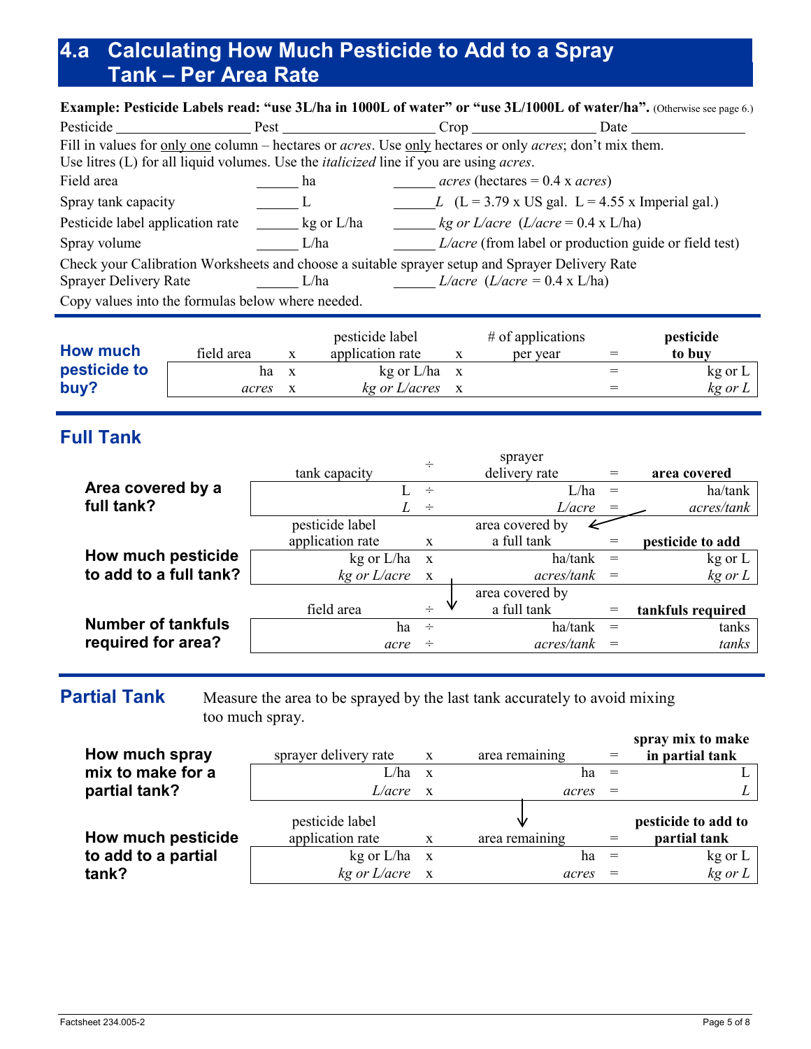# 4.a Calculating How Much Pesticide to Add to a Spray Tank – Per Area Rate

**Example: Pesticide Labels read: "use 3L/ha in 1000L of water" or "use 3L/1000L of water/ha".** (Otherwise see page 6.)

Pesticide ________________ Pest ____________________ Crop ________________ Date ________________

Fill in values for only one column – hectares or *acres*. Use only hectares or only *acres*; don't mix them.
Use litres (L) for all liquid volumes. Use the *italicized* line if you are using *acres*.

| | | |
|---|---|---|
| Field area | ______ ha | ______ *acres* (hectares = 0.4 x *acres*) |
| Spray tank capacity | ______ L | ______ *L* (L = 3.79 x US gal. L = 4.55 x Imperial gal.) |
| Pesticide label application rate | ______ kg or L/ha | ______ *kg or L/acre* (*L/acre* = 0.4 x L/ha) |
| Spray volume | ______ L/ha | ______ *L/acre* (from label or production guide or field test) |

Check your Calibration Worksheets and choose a suitable sprayer setup and Sprayer Delivery Rate

| | | |
|---|---|---|
| Sprayer Delivery Rate | ______ L/ha | ______ *L/acre* (*L/acre* = 0.4 x L/ha) |

Copy values into the formulas below where needed.

## How much pesticide to buy?

| field area | x | pesticide label application rate | x | # of applications per year | = | **pesticide to buy** |
|---|---|---|---|---|---|---|
| ha | x | kg or L/ha | x | | = | kg or L |
| *acres* | x | *kg or L/acres* | x | | = | *kg or L* |

## Full Tank

**Area covered by a full tank?**

| tank capacity | ÷ | sprayer delivery rate | = | **area covered** |
|---|---|---|---|---|
| L | ÷ | L/ha | = | ha/tank |
| *L* | ÷ | *L/acre* | = | *acres/tank* |

**How much pesticide to add to a full tank?**

| pesticide label application rate | x | area covered by a full tank | = | **pesticide to add** |
|---|---|---|---|---|
| kg or L/ha | x | ha/tank | = | kg or L |
| *kg or L/acre* | x | *acres/tank* | = | *kg or L* |

**Number of tankfuls required for area?**

| field area | ÷ | area covered by a full tank | = | **tankfuls required** |
|---|---|---|---|---|
| ha | ÷ | ha/tank | = | tanks |
| *acre* | ÷ | *acres/tank* | = | *tanks* |

## Partial Tank

Measure the area to be sprayed by the last tank accurately to avoid mixing too much spray.

**How much spray mix to make for a partial tank?**

| sprayer delivery rate | x | area remaining | = | **spray mix to make in partial tank** |
|---|---|---|---|---|
| L/ha | x | ha | = | L |
| *L/acre* | x | *acres* | = | *L* |

**How much pesticide to add to a partial tank?**

| pesticide label application rate | x | area remaining | = | **pesticide to add to partial tank** |
|---|---|---|---|---|
| kg or L/ha | x | ha | = | kg or L |
| *kg or L/acre* | x | *acres* | = | *kg or L* |

Factsheet 234.005-2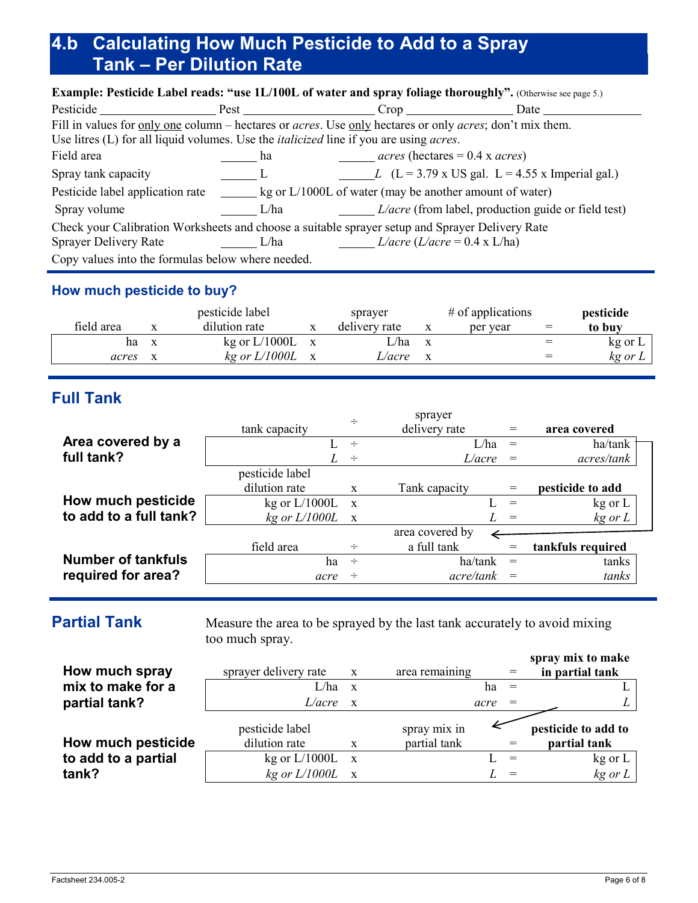# 4.b Calculating How Much Pesticide to Add to a Spray Tank – Per Dilution Rate

**Example: Pesticide Label reads: "use 1L/100L of water and spray foliage thoroughly".** (Otherwise see page 5.)

Pesticide __________________ Pest ____________________ Crop ________________ Date _______________

Fill in values for <u>only one</u> column – hectares or *acres*. Use <u>only</u> hectares or only *acres*; don't mix them.
Use litres (L) for all liquid volumes. Use the *italicized* line if you are using *acres*.

| | | |
|---|---|---|
| Field area | ______ ha | ______ *acres* (hectares = 0.4 x *acres*) |
| Spray tank capacity | ______ L | ______ *L* (L = 3.79 x US gal. L = 4.55 x Imperial gal.) |
| Pesticide label application rate | ______ kg or L/1000L of water (may be another amount of water) | |
| Spray volume | ______ L/ha | ______ *L/acre* (from label, production guide or field test) |

Check your Calibration Worksheets and choose a suitable sprayer setup and Sprayer Delivery Rate

| | | |
|---|---|---|
| Sprayer Delivery Rate | ______ L/ha | ______ *L/acre* (*L/acre* = 0.4 x L/ha) |

Copy values into the formulas below where needed.

## How much pesticide to buy?

| field area | x | pesticide label dilution rate | x | sprayer delivery rate | x | # of applications per year | = | **pesticide to buy** |
|---|---|---|---|---|---|---|---|---|
| ha | x | kg or L/1000L | x | L/ha | x | | = | kg or L |
| *acres* | x | *kg or L/1000L* | x | *L/acre* | x | | = | *kg or L* |

## Full Tank

**Area covered by a full tank?**

| tank capacity | ÷ | sprayer delivery rate | = | **area covered** |
|---|---|---|---|---|
| L | ÷ | L/ha | = | ha/tank |
| *L* | ÷ | *L/acre* | = | *acres/tank* |

**How much pesticide to add to a full tank?**

| pesticide label dilution rate | x | Tank capacity | = | **pesticide to add** |
|---|---|---|---|---|
| kg or L/1000L | x | L | = | kg or L |
| *kg or L/1000L* | x | *L* | = | *kg or L* |

**Number of tankfuls required for area?**

| field area | ÷ | area covered by a full tank | = | **tankfuls required** |
|---|---|---|---|---|
| ha | ÷ | ha/tank | = | tanks |
| *acre* | ÷ | *acre/tank* | = | *tanks* |

## Partial Tank

Measure the area to be sprayed by the last tank accurately to avoid mixing too much spray.

**How much spray mix to make for a partial tank?**

| sprayer delivery rate | x | area remaining | = | **spray mix to make in partial tank** |
|---|---|---|---|---|
| L/ha | x | ha | = | L |
| *L/acre* | x | *acre* | = | *L* |

**How much pesticide to add to a partial tank?**

| pesticide label dilution rate | x | spray mix in partial tank | = | **pesticide to add to partial tank** |
|---|---|---|---|---|
| kg or L/1000L | x | L | = | kg or L |
| *kg or L/1000L* | x | *L* | = | *kg or L* |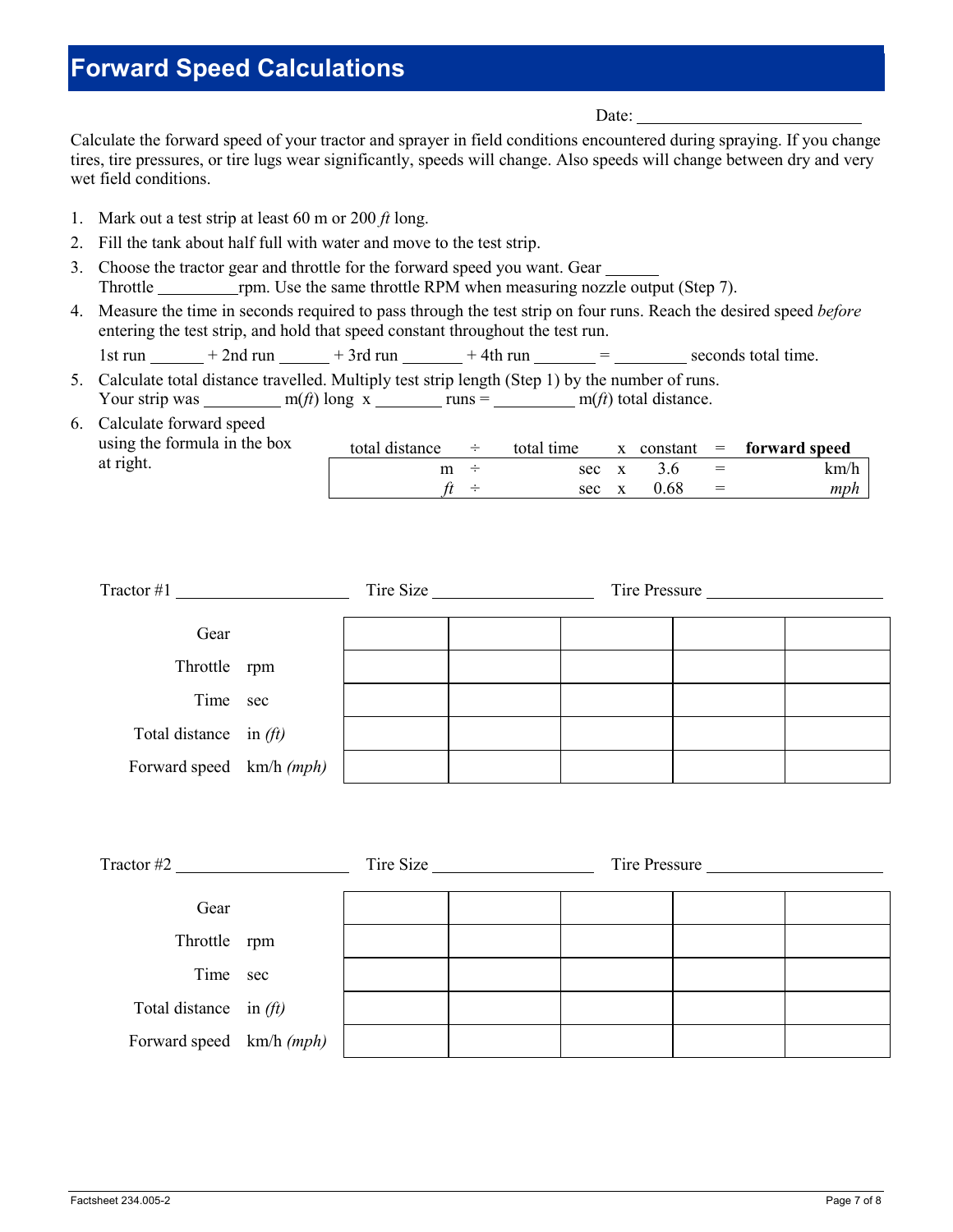# Forward Speed Calculations

Date: ___________________________

Calculate the forward speed of your tractor and sprayer in field conditions encountered during spraying. If you change tires, tire pressures, or tire lugs wear significantly, speeds will change. Also speeds will change between dry and very wet field conditions.

1. Mark out a test strip at least 60 m or 200 *ft* long.
2. Fill the tank about half full with water and move to the test strip.
3. Choose the tractor gear and throttle for the forward speed you want. Gear ______ Throttle _________rpm. Use the same throttle RPM when measuring nozzle output (Step 7).
4. Measure the time in seconds required to pass through the test strip on four runs. Reach the desired speed *before* entering the test strip, and hold that speed constant throughout the test run.

   1st run ______ + 2nd run ______ + 3rd run _______ + 4th run _______ = ________ seconds total time.
5. Calculate total distance travelled. Multiply test strip length (Step 1) by the number of runs. Your strip was _________ m(*ft*) long x ________ runs = __________ m(*ft*) total distance.
6. Calculate forward speed using the formula in the box at right.

| total distance | ÷ | total time | x | constant | = | **forward speed** |
|---|---|---|---|---|---|---|
| m | ÷ | sec | x | 3.6 | = | km/h |
| *ft* | ÷ | sec | x | 0.68 | = | *mph* |

Tractor #1 ____________________ Tire Size ___________________ Tire Pressure ____________________

| | | | | | | |
|---|---|---|---|---|---|---|
| Gear | | | | | | |
| Throttle | rpm | | | | | |
| Time | sec | | | | | |
| Total distance | in *(ft)* | | | | | |
| Forward speed | km/h *(mph)* | | | | | |

Tractor #2 ____________________ Tire Size ___________________ Tire Pressure ____________________

| | | | | | | |
|---|---|---|---|---|---|---|
| Gear | | | | | | |
| Throttle | rpm | | | | | |
| Time | sec | | | | | |
| Total distance | in *(ft)* | | | | | |
| Forward speed | km/h *(mph)* | | | | | |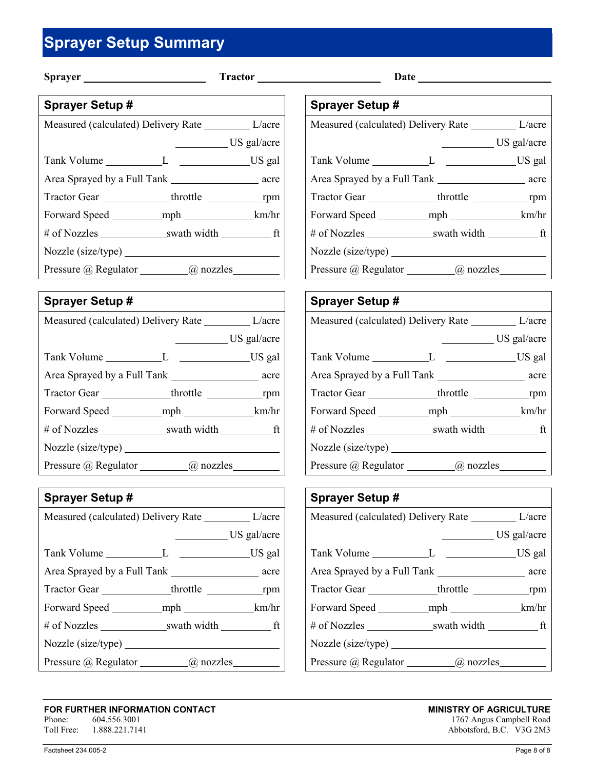# Sprayer Setup Summary

**Sprayer** ____________________ **Tractor** ____________________ **Date** ____________________

## Sprayer Setup #

Measured (calculated) Delivery Rate ________ L/acre

________ US gal/acre

Tank Volume ________ L ________ US gal

Area Sprayed by a Full Tank ________ acre

Tractor Gear ________ throttle ________ rpm

Forward Speed ________ mph ________ km/hr

# of Nozzles ________ swath width ________ ft

Nozzle (size/type) ____________________

Pressure @ Regulator ________ @ nozzles ________

## Sprayer Setup #

Measured (calculated) Delivery Rate ________ L/acre

________ US gal/acre

Tank Volume ________ L ________ US gal

Area Sprayed by a Full Tank ________ acre

Tractor Gear ________ throttle ________ rpm

Forward Speed ________ mph ________ km/hr

# of Nozzles ________ swath width ________ ft

Nozzle (size/type) ____________________

Pressure @ Regulator ________ @ nozzles ________

## Sprayer Setup #

Measured (calculated) Delivery Rate ________ L/acre

________ US gal/acre

Tank Volume ________ L ________ US gal

Area Sprayed by a Full Tank ________ acre

Tractor Gear ________ throttle ________ rpm

Forward Speed ________ mph ________ km/hr

# of Nozzles ________ swath width ________ ft

Nozzle (size/type) ____________________

Pressure @ Regulator ________ @ nozzles ________

## Sprayer Setup #

Measured (calculated) Delivery Rate ________ L/acre

________ US gal/acre

Tank Volume ________ L ________ US gal

Area Sprayed by a Full Tank ________ acre

Tractor Gear ________ throttle ________ rpm

Forward Speed ________ mph ________ km/hr

# of Nozzles ________ swath width ________ ft

Nozzle (size/type) ____________________

Pressure @ Regulator ________ @ nozzles ________

## Sprayer Setup #

Measured (calculated) Delivery Rate ________ L/acre

________ US gal/acre

Tank Volume ________ L ________ US gal

Area Sprayed by a Full Tank ________ acre

Tractor Gear ________ throttle ________ rpm

Forward Speed ________ mph ________ km/hr

# of Nozzles ________ swath width ________ ft

Nozzle (size/type) ____________________

Pressure @ Regulator ________ @ nozzles ________

## Sprayer Setup #

Measured (calculated) Delivery Rate ________ L/acre

________ US gal/acre

Tank Volume ________ L ________ US gal

Area Sprayed by a Full Tank ________ acre

Tractor Gear ________ throttle ________ rpm

Forward Speed ________ mph ________ km/hr

# of Nozzles ________ swath width ________ ft

Nozzle (size/type) ____________________

Pressure @ Regulator ________ @ nozzles ________

**FOR FURTHER INFORMATION CONTACT**
Phone: 604.556.3001
Toll Free: 1.888.221.7141

**MINISTRY OF AGRICULTURE**
1767 Angus Campbell Road
Abbotsford, B.C. V3G 2M3

Factsheet 234.005-2